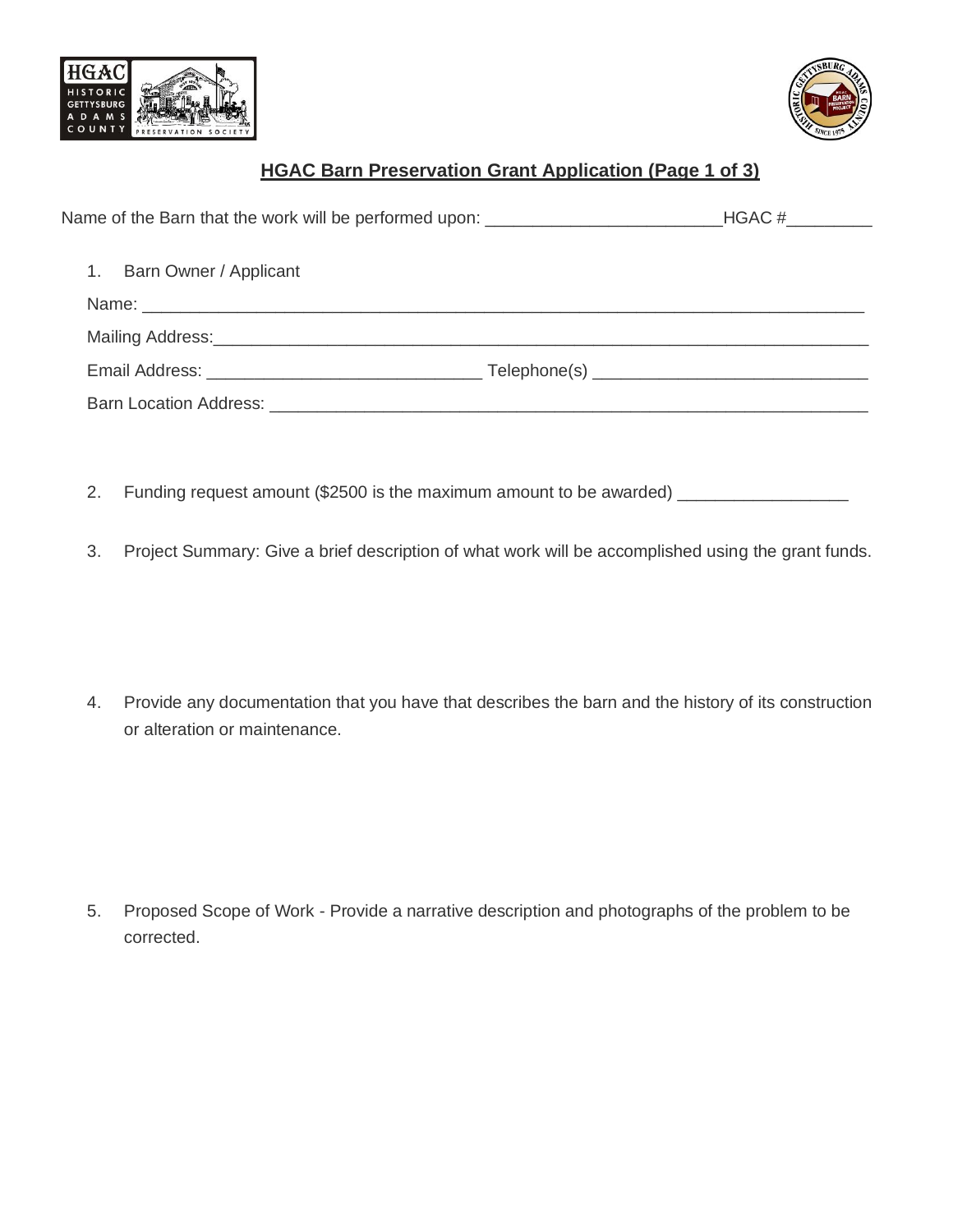**HGAC Barn Preservation Grant Application (Page 1 of 3)**

Name of the Barn that the work will be performed upon: _________________________HGAC #_________

1. Barn Owner / Applicant

Name: ____________________________________________________________________________

Mailing Address:_____________________________________________________________________

Email Address: _____________________________ Telephone(s) _____________________________

Barn Location Address: _______________________________________________________________

2. Funding request amount ($2500 is the maximum amount to be awarded) __________________

3. Project Summary: Give a brief description of what work will be accomplished using the grant funds.

4. Provide any documentation that you have that describes the barn and the history of its construction or alteration or maintenance.

5. Proposed Scope of Work - Provide a narrative description and photographs of the problem to be corrected.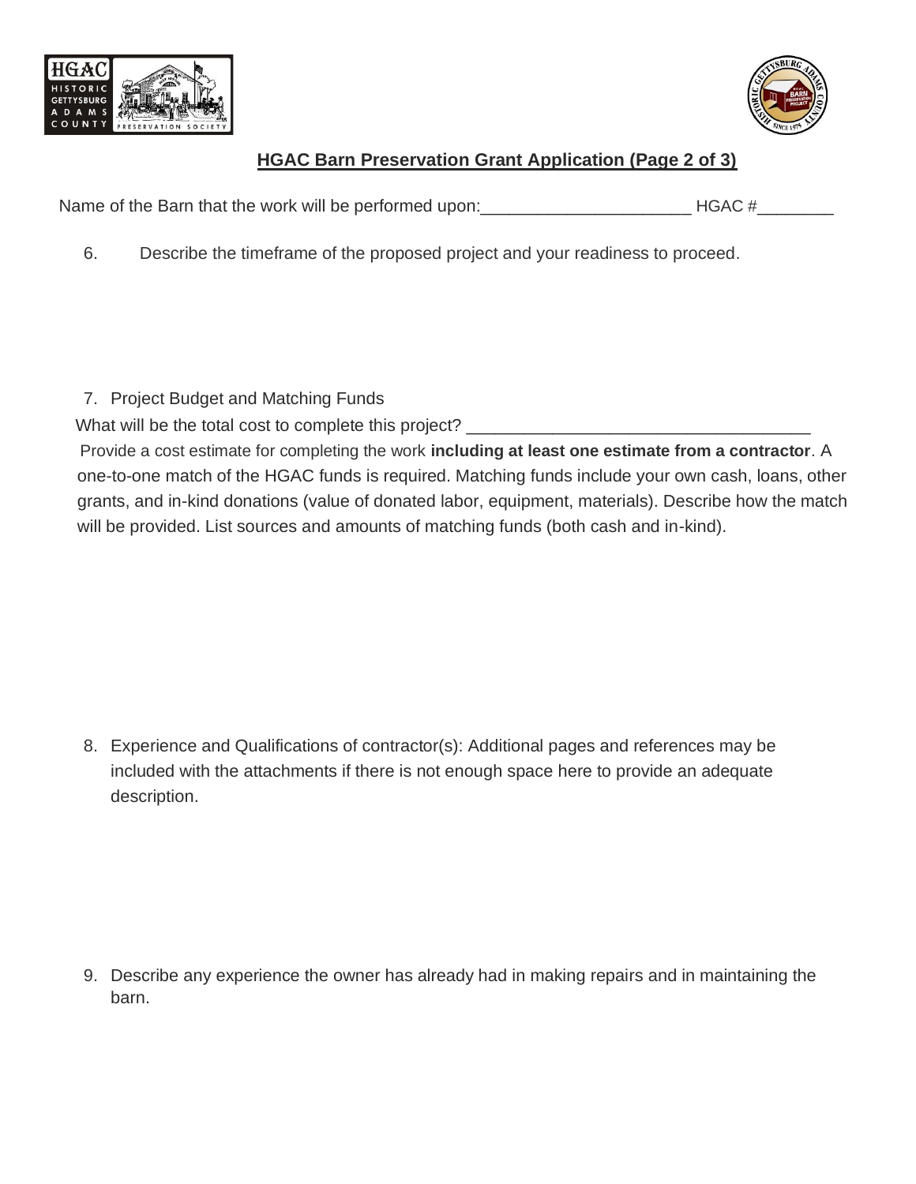## HGAC Barn Preservation Grant Application (Page 2 of 3)

Name of the Barn that the work will be performed upon:______________________ HGAC #________

6. Describe the timeframe of the proposed project and your readiness to proceed.

7. Project Budget and Matching Funds

What will be the total cost to complete this project? ___________________________________

Provide a cost estimate for completing the work **including at least one estimate from a contractor**. A one-to-one match of the HGAC funds is required. Matching funds include your own cash, loans, other grants, and in-kind donations (value of donated labor, equipment, materials). Describe how the match will be provided. List sources and amounts of matching funds (both cash and in-kind).

8. Experience and Qualifications of contractor(s): Additional pages and references may be included with the attachments if there is not enough space here to provide an adequate description.

9. Describe any experience the owner has already had in making repairs and in maintaining the barn.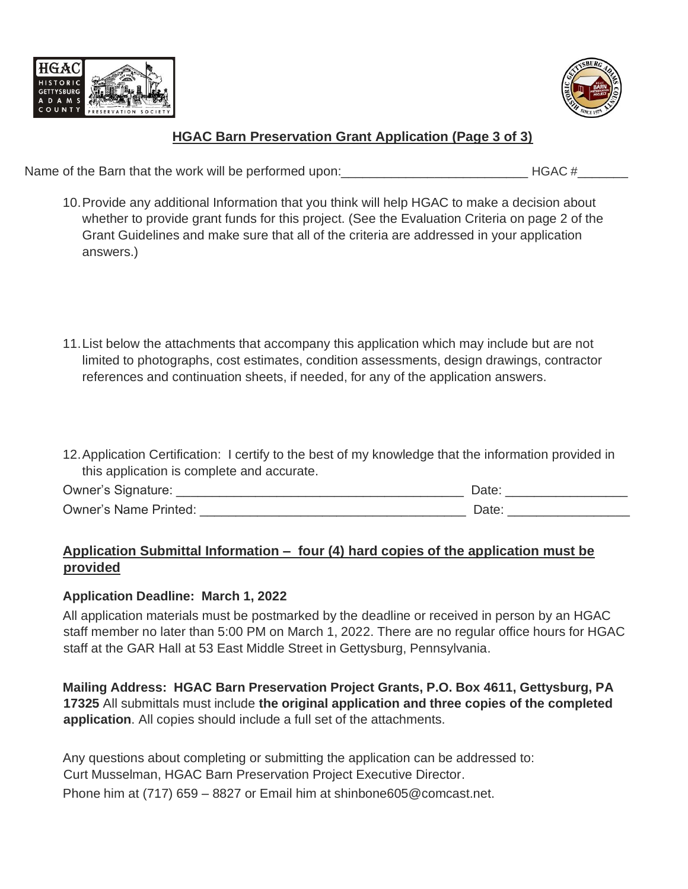## HGAC Barn Preservation Grant Application (Page 3 of 3)

Name of the Barn that the work will be performed upon:__________________________ HGAC #_______

10. Provide any additional Information that you think will help HGAC to make a decision about whether to provide grant funds for this project. (See the Evaluation Criteria on page 2 of the Grant Guidelines and make sure that all of the criteria are addressed in your application answers.)

11. List below the attachments that accompany this application which may include but are not limited to photographs, cost estimates, condition assessments, design drawings, contractor references and continuation sheets, if needed, for any of the application answers.

12. Application Certification: I certify to the best of my knowledge that the information provided in this application is complete and accurate.

Owner's Signature: ________________________________________ Date: _________________

Owner's Name Printed: ____________________________________ Date: _________________

### Application Submittal Information – four (4) hard copies of the application must be provided

**Application Deadline: March 1, 2022**

All application materials must be postmarked by the deadline or received in person by an HGAC staff member no later than 5:00 PM on March 1, 2022. There are no regular office hours for HGAC staff at the GAR Hall at 53 East Middle Street in Gettysburg, Pennsylvania.

**Mailing Address: HGAC Barn Preservation Project Grants, P.O. Box 4611, Gettysburg, PA 17325** All submittals must include **the original application and three copies of the completed application**. All copies should include a full set of the attachments.

Any questions about completing or submitting the application can be addressed to:
Curt Musselman, HGAC Barn Preservation Project Executive Director.
Phone him at (717) 659 – 8827 or Email him at shinbone605@comcast.net.